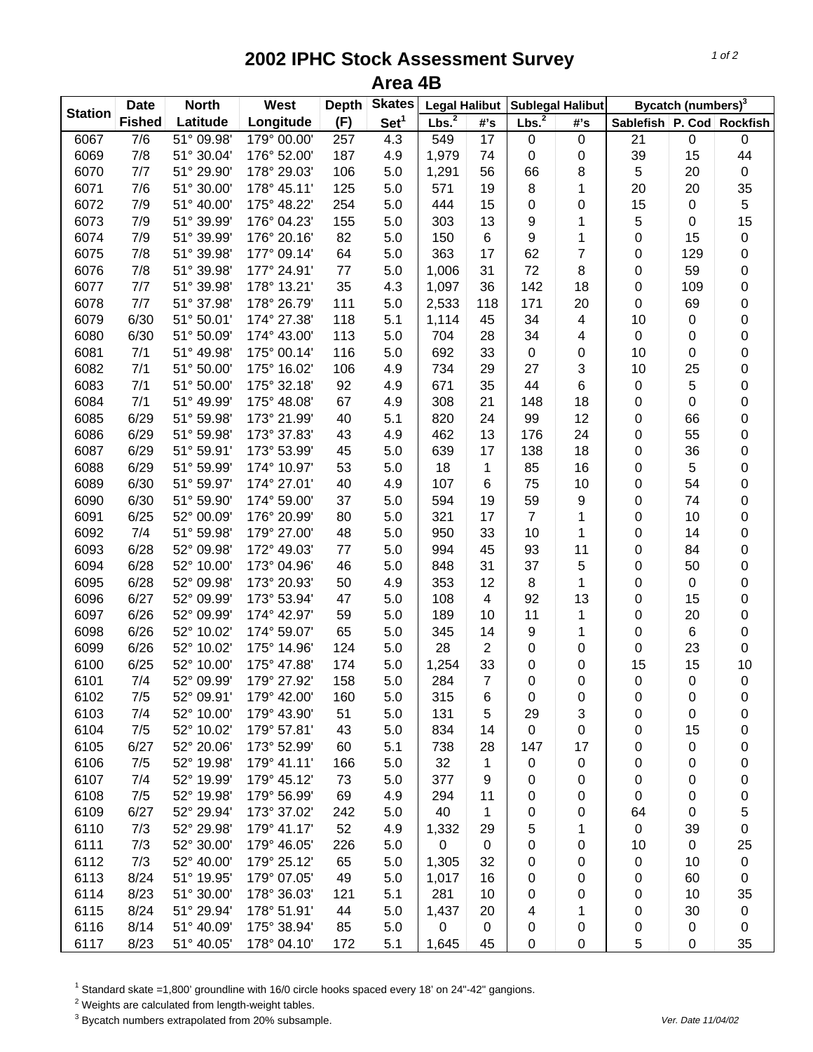# 2002 IPHC Stock Assessment Survey

## Area 4B

| Station | Date | North | West | Depth | Skates | Legal Halibut | | Sublegal Halibut | | Bycatch (numbers)[3] | | |
|---|---|---|---|---|---|---|---|---|---|---|---|---|
| | Fished | Latitude | Longitude | (F) | Set[1] | Lbs.[2] | #'s | Lbs.[2] | #'s | Sablefish | P. Cod | Rockfish |
| 6067 | 7/6 | 51° 09.98' | 179° 00.00' | 257 | 4.3 | 549 | 17 | 0 | 0 | 21 | 0 | 0 |
| 6069 | 7/8 | 51° 30.04' | 176° 52.00' | 187 | 4.9 | 1,979 | 74 | 0 | 0 | 39 | 15 | 44 |
| 6070 | 7/7 | 51° 29.90' | 178° 29.03' | 106 | 5.0 | 1,291 | 56 | 66 | 8 | 5 | 20 | 0 |
| 6071 | 7/6 | 51° 30.00' | 178° 45.11' | 125 | 5.0 | 571 | 19 | 8 | 1 | 20 | 20 | 35 |
| 6072 | 7/9 | 51° 40.00' | 175° 48.22' | 254 | 5.0 | 444 | 15 | 0 | 0 | 15 | 0 | 5 |
| 6073 | 7/9 | 51° 39.99' | 176° 04.23' | 155 | 5.0 | 303 | 13 | 9 | 1 | 5 | 0 | 15 |
| 6074 | 7/9 | 51° 39.99' | 176° 20.16' | 82 | 5.0 | 150 | 6 | 9 | 1 | 0 | 15 | 0 |
| 6075 | 7/8 | 51° 39.98' | 177° 09.14' | 64 | 5.0 | 363 | 17 | 62 | 7 | 0 | 129 | 0 |
| 6076 | 7/8 | 51° 39.98' | 177° 24.91' | 77 | 5.0 | 1,006 | 31 | 72 | 8 | 0 | 59 | 0 |
| 6077 | 7/7 | 51° 39.98' | 178° 13.21' | 35 | 4.3 | 1,097 | 36 | 142 | 18 | 0 | 109 | 0 |
| 6078 | 7/7 | 51° 37.98' | 178° 26.79' | 111 | 5.0 | 2,533 | 118 | 171 | 20 | 0 | 69 | 0 |
| 6079 | 6/30 | 51° 50.01' | 174° 27.38' | 118 | 5.1 | 1,114 | 45 | 34 | 4 | 10 | 0 | 0 |
| 6080 | 6/30 | 51° 50.09' | 174° 43.00' | 113 | 5.0 | 704 | 28 | 34 | 4 | 0 | 0 | 0 |
| 6081 | 7/1 | 51° 49.98' | 175° 00.14' | 116 | 5.0 | 692 | 33 | 0 | 0 | 10 | 0 | 0 |
| 6082 | 7/1 | 51° 50.00' | 175° 16.02' | 106 | 4.9 | 734 | 29 | 27 | 3 | 10 | 25 | 0 |
| 6083 | 7/1 | 51° 50.00' | 175° 32.18' | 92 | 4.9 | 671 | 35 | 44 | 6 | 0 | 5 | 0 |
| 6084 | 7/1 | 51° 49.99' | 175° 48.08' | 67 | 4.9 | 308 | 21 | 148 | 18 | 0 | 0 | 0 |
| 6085 | 6/29 | 51° 59.98' | 173° 21.99' | 40 | 5.1 | 820 | 24 | 99 | 12 | 0 | 66 | 0 |
| 6086 | 6/29 | 51° 59.98' | 173° 37.83' | 43 | 4.9 | 462 | 13 | 176 | 24 | 0 | 55 | 0 |
| 6087 | 6/29 | 51° 59.91' | 173° 53.99' | 45 | 5.0 | 639 | 17 | 138 | 18 | 0 | 36 | 0 |
| 6088 | 6/29 | 51° 59.99' | 174° 10.97' | 53 | 5.0 | 18 | 1 | 85 | 16 | 0 | 5 | 0 |
| 6089 | 6/30 | 51° 59.97' | 174° 27.01' | 40 | 4.9 | 107 | 6 | 75 | 10 | 0 | 54 | 0 |
| 6090 | 6/30 | 51° 59.90' | 174° 59.00' | 37 | 5.0 | 594 | 19 | 59 | 9 | 0 | 74 | 0 |
| 6091 | 6/25 | 52° 00.09' | 176° 20.99' | 80 | 5.0 | 321 | 17 | 7 | 1 | 0 | 10 | 0 |
| 6092 | 7/4 | 51° 59.98' | 179° 27.00' | 48 | 5.0 | 950 | 33 | 10 | 1 | 0 | 14 | 0 |
| 6093 | 6/28 | 52° 09.98' | 172° 49.03' | 77 | 5.0 | 994 | 45 | 93 | 11 | 0 | 84 | 0 |
| 6094 | 6/28 | 52° 10.00' | 173° 04.96' | 46 | 5.0 | 848 | 31 | 37 | 5 | 0 | 50 | 0 |
| 6095 | 6/28 | 52° 09.98' | 173° 20.93' | 50 | 4.9 | 353 | 12 | 8 | 1 | 0 | 0 | 0 |
| 6096 | 6/27 | 52° 09.99' | 173° 53.94' | 47 | 5.0 | 108 | 4 | 92 | 13 | 0 | 15 | 0 |
| 6097 | 6/26 | 52° 09.99' | 174° 42.97' | 59 | 5.0 | 189 | 10 | 11 | 1 | 0 | 20 | 0 |
| 6098 | 6/26 | 52° 10.02' | 174° 59.07' | 65 | 5.0 | 345 | 14 | 9 | 1 | 0 | 6 | 0 |
| 6099 | 6/26 | 52° 10.02' | 175° 14.96' | 124 | 5.0 | 28 | 2 | 0 | 0 | 0 | 23 | 0 |
| 6100 | 6/25 | 52° 10.00' | 175° 47.88' | 174 | 5.0 | 1,254 | 33 | 0 | 0 | 15 | 15 | 10 |
| 6101 | 7/4 | 52° 09.99' | 179° 27.92' | 158 | 5.0 | 284 | 7 | 0 | 0 | 0 | 0 | 0 |
| 6102 | 7/5 | 52° 09.91' | 179° 42.00' | 160 | 5.0 | 315 | 6 | 0 | 0 | 0 | 0 | 0 |
| 6103 | 7/4 | 52° 10.00' | 179° 43.90' | 51 | 5.0 | 131 | 5 | 29 | 3 | 0 | 0 | 0 |
| 6104 | 7/5 | 52° 10.02' | 179° 57.81' | 43 | 5.0 | 834 | 14 | 0 | 0 | 0 | 15 | 0 |
| 6105 | 6/27 | 52° 20.06' | 173° 52.99' | 60 | 5.1 | 738 | 28 | 147 | 17 | 0 | 0 | 0 |
| 6106 | 7/5 | 52° 19.98' | 179° 41.11' | 166 | 5.0 | 32 | 1 | 0 | 0 | 0 | 0 | 0 |
| 6107 | 7/4 | 52° 19.99' | 179° 45.12' | 73 | 5.0 | 377 | 9 | 0 | 0 | 0 | 0 | 0 |
| 6108 | 7/5 | 52° 19.98' | 179° 56.99' | 69 | 4.9 | 294 | 11 | 0 | 0 | 0 | 0 | 0 |
| 6109 | 6/27 | 52° 29.94' | 173° 37.02' | 242 | 5.0 | 40 | 1 | 0 | 0 | 64 | 0 | 5 |
| 6110 | 7/3 | 52° 29.98' | 179° 41.17' | 52 | 4.9 | 1,332 | 29 | 5 | 1 | 0 | 39 | 0 |
| 6111 | 7/3 | 52° 30.00' | 179° 46.05' | 226 | 5.0 | 0 | 0 | 0 | 0 | 10 | 0 | 25 |
| 6112 | 7/3 | 52° 40.00' | 179° 25.12' | 65 | 5.0 | 1,305 | 32 | 0 | 0 | 0 | 10 | 0 |
| 6113 | 8/24 | 51° 19.95' | 179° 07.05' | 49 | 5.0 | 1,017 | 16 | 0 | 0 | 0 | 60 | 0 |
| 6114 | 8/23 | 51° 30.00' | 178° 36.03' | 121 | 5.1 | 281 | 10 | 0 | 0 | 0 | 10 | 35 |
| 6115 | 8/24 | 51° 29.94' | 178° 51.91' | 44 | 5.0 | 1,437 | 20 | 4 | 1 | 0 | 30 | 0 |
| 6116 | 8/14 | 51° 40.09' | 175° 38.94' | 85 | 5.0 | 0 | 0 | 0 | 0 | 0 | 0 | 0 |
| 6117 | 8/23 | 51° 40.05' | 178° 04.10' | 172 | 5.1 | 1,645 | 45 | 0 | 0 | 5 | 0 | 35 |

[1] Standard skate =1,800' groundline with 16/0 circle hooks spaced every 18' on 24"-42" gangions.

[2] Weights are calculated from length-weight tables.

[3] Bycatch numbers extrapolated from 20% subsample.

Ver. Date 11/04/02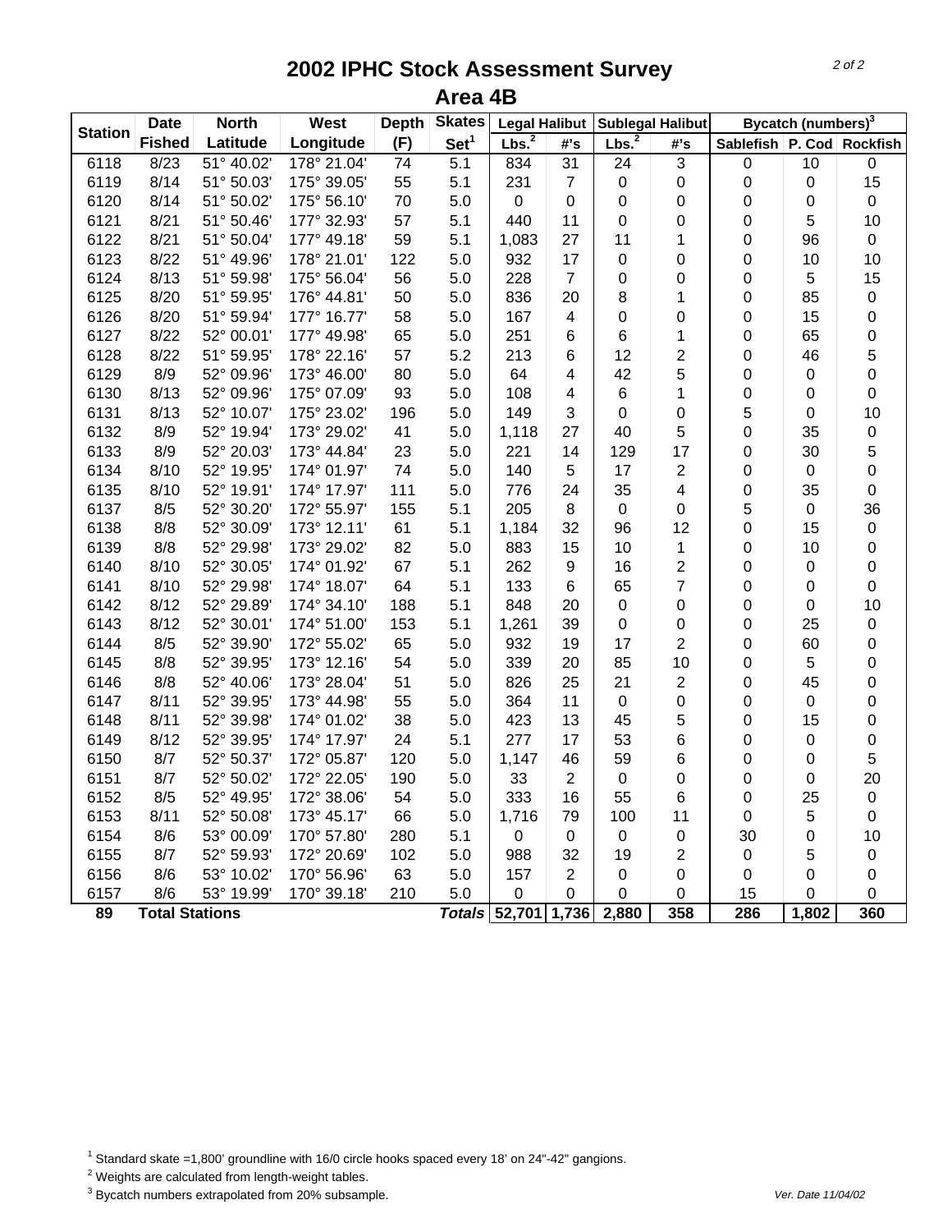# 2002 IPHC Stock Assessment Survey

## Area 4B

| Station | Date Fished | North Latitude | West Longitude | Depth (F) | Skates Set[1] | Legal Halibut Lbs.[2] | Legal Halibut #'s | Sublegal Halibut Lbs.[2] | Sublegal Halibut #'s | Bycatch (numbers)[3] Sablefish | P. Cod | Rockfish |
|---|---|---|---|---|---|---|---|---|---|---|---|---|
| 6118 | 8/23 | 51° 40.02' | 178° 21.04' | 74 | 5.1 | 834 | 31 | 24 | 3 | 0 | 10 | 0 |
| 6119 | 8/14 | 51° 50.03' | 175° 39.05' | 55 | 5.1 | 231 | 7 | 0 | 0 | 0 | 0 | 15 |
| 6120 | 8/14 | 51° 50.02' | 175° 56.10' | 70 | 5.0 | 0 | 0 | 0 | 0 | 0 | 0 | 0 |
| 6121 | 8/21 | 51° 50.46' | 177° 32.93' | 57 | 5.1 | 440 | 11 | 0 | 0 | 0 | 5 | 10 |
| 6122 | 8/21 | 51° 50.04' | 177° 49.18' | 59 | 5.1 | 1,083 | 27 | 11 | 1 | 0 | 96 | 0 |
| 6123 | 8/22 | 51° 49.96' | 178° 21.01' | 122 | 5.0 | 932 | 17 | 0 | 0 | 0 | 10 | 10 |
| 6124 | 8/13 | 51° 59.98' | 175° 56.04' | 56 | 5.0 | 228 | 7 | 0 | 0 | 0 | 5 | 15 |
| 6125 | 8/20 | 51° 59.95' | 176° 44.81' | 50 | 5.0 | 836 | 20 | 8 | 1 | 0 | 85 | 0 |
| 6126 | 8/20 | 51° 59.94' | 177° 16.77' | 58 | 5.0 | 167 | 4 | 0 | 0 | 0 | 15 | 0 |
| 6127 | 8/22 | 52° 00.01' | 177° 49.98' | 65 | 5.0 | 251 | 6 | 6 | 1 | 0 | 65 | 0 |
| 6128 | 8/22 | 51° 59.95' | 178° 22.16' | 57 | 5.2 | 213 | 6 | 12 | 2 | 0 | 46 | 5 |
| 6129 | 8/9 | 52° 09.96' | 173° 46.00' | 80 | 5.0 | 64 | 4 | 42 | 5 | 0 | 0 | 0 |
| 6130 | 8/13 | 52° 09.96' | 175° 07.09' | 93 | 5.0 | 108 | 4 | 6 | 1 | 0 | 0 | 0 |
| 6131 | 8/13 | 52° 10.07' | 175° 23.02' | 196 | 5.0 | 149 | 3 | 0 | 0 | 5 | 0 | 10 |
| 6132 | 8/9 | 52° 19.94' | 173° 29.02' | 41 | 5.0 | 1,118 | 27 | 40 | 5 | 0 | 35 | 0 |
| 6133 | 8/9 | 52° 20.03' | 173° 44.84' | 23 | 5.0 | 221 | 14 | 129 | 17 | 0 | 30 | 5 |
| 6134 | 8/10 | 52° 19.95' | 174° 01.97' | 74 | 5.0 | 140 | 5 | 17 | 2 | 0 | 0 | 0 |
| 6135 | 8/10 | 52° 19.91' | 174° 17.97' | 111 | 5.0 | 776 | 24 | 35 | 4 | 0 | 35 | 0 |
| 6137 | 8/5 | 52° 30.20' | 172° 55.97' | 155 | 5.1 | 205 | 8 | 0 | 0 | 5 | 0 | 36 |
| 6138 | 8/8 | 52° 30.09' | 173° 12.11' | 61 | 5.1 | 1,184 | 32 | 96 | 12 | 0 | 15 | 0 |
| 6139 | 8/8 | 52° 29.98' | 173° 29.02' | 82 | 5.0 | 883 | 15 | 10 | 1 | 0 | 10 | 0 |
| 6140 | 8/10 | 52° 30.05' | 174° 01.92' | 67 | 5.1 | 262 | 9 | 16 | 2 | 0 | 0 | 0 |
| 6141 | 8/10 | 52° 29.98' | 174° 18.07' | 64 | 5.1 | 133 | 6 | 65 | 7 | 0 | 0 | 0 |
| 6142 | 8/12 | 52° 29.89' | 174° 34.10' | 188 | 5.1 | 848 | 20 | 0 | 0 | 0 | 0 | 10 |
| 6143 | 8/12 | 52° 30.01' | 174° 51.00' | 153 | 5.1 | 1,261 | 39 | 0 | 0 | 0 | 25 | 0 |
| 6144 | 8/5 | 52° 39.90' | 172° 55.02' | 65 | 5.0 | 932 | 19 | 17 | 2 | 0 | 60 | 0 |
| 6145 | 8/8 | 52° 39.95' | 173° 12.16' | 54 | 5.0 | 339 | 20 | 85 | 10 | 0 | 5 | 0 |
| 6146 | 8/8 | 52° 40.06' | 173° 28.04' | 51 | 5.0 | 826 | 25 | 21 | 2 | 0 | 45 | 0 |
| 6147 | 8/11 | 52° 39.95' | 173° 44.98' | 55 | 5.0 | 364 | 11 | 0 | 0 | 0 | 0 | 0 |
| 6148 | 8/11 | 52° 39.98' | 174° 01.02' | 38 | 5.0 | 423 | 13 | 45 | 5 | 0 | 15 | 0 |
| 6149 | 8/12 | 52° 39.95' | 174° 17.97' | 24 | 5.1 | 277 | 17 | 53 | 6 | 0 | 0 | 0 |
| 6150 | 8/7 | 52° 50.37' | 172° 05.87' | 120 | 5.0 | 1,147 | 46 | 59 | 6 | 0 | 0 | 5 |
| 6151 | 8/7 | 52° 50.02' | 172° 22.05' | 190 | 5.0 | 33 | 2 | 0 | 0 | 0 | 0 | 20 |
| 6152 | 8/5 | 52° 49.95' | 172° 38.06' | 54 | 5.0 | 333 | 16 | 55 | 6 | 0 | 25 | 0 |
| 6153 | 8/11 | 52° 50.08' | 173° 45.17' | 66 | 5.0 | 1,716 | 79 | 100 | 11 | 0 | 5 | 0 |
| 6154 | 8/6 | 53° 00.09' | 170° 57.80' | 280 | 5.1 | 0 | 0 | 0 | 0 | 30 | 0 | 10 |
| 6155 | 8/7 | 52° 59.93' | 172° 20.69' | 102 | 5.0 | 988 | 32 | 19 | 2 | 0 | 5 | 0 |
| 6156 | 8/6 | 53° 10.02' | 170° 56.96' | 63 | 5.0 | 157 | 2 | 0 | 0 | 0 | 0 | 0 |
| 6157 | 8/6 | 53° 19.99' | 170° 39.18' | 210 | 5.0 | 0 | 0 | 0 | 0 | 15 | 0 | 0 |
| **89** | **Total Stations** | | | | ***Totals*** | **52,701** | **1,736** | **2,880** | **358** | **286** | **1,802** | **360** |

[1] Standard skate =1,800' groundline with 16/0 circle hooks spaced every 18' on 24"-42" gangions.

[2] Weights are calculated from length-weight tables.

[3] Bycatch numbers extrapolated from 20% subsample.

*Ver. Date 11/04/02*